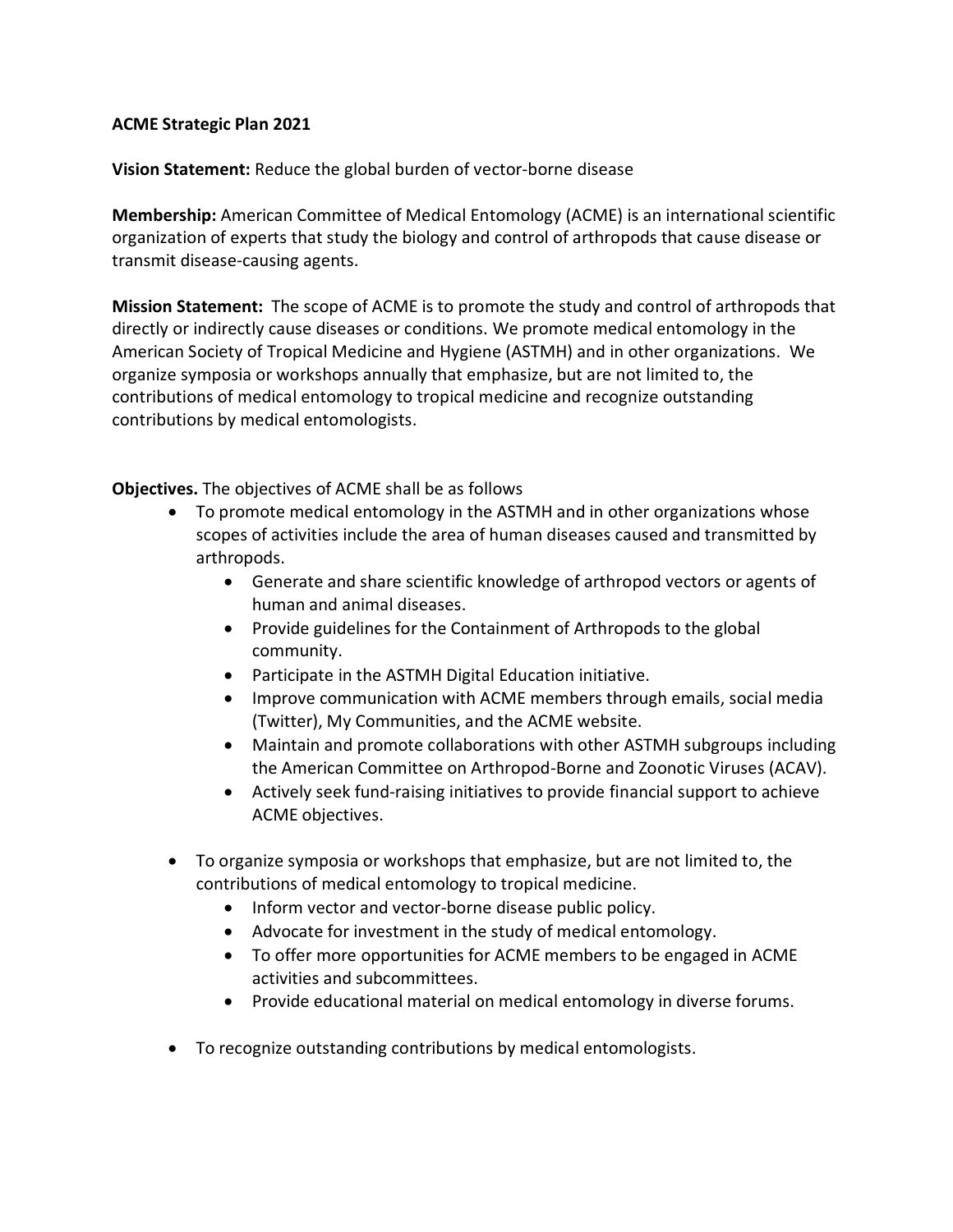**ACME Strategic Plan 2021**

**Vision Statement:** Reduce the global burden of vector-borne disease

**Membership:** American Committee of Medical Entomology (ACME) is an international scientific organization of experts that study the biology and control of arthropods that cause disease or transmit disease-causing agents.

**Mission Statement:** The scope of ACME is to promote the study and control of arthropods that directly or indirectly cause diseases or conditions. We promote medical entomology in the American Society of Tropical Medicine and Hygiene (ASTMH) and in other organizations. We organize symposia or workshops annually that emphasize, but are not limited to, the contributions of medical entomology to tropical medicine and recognize outstanding contributions by medical entomologists.

**Objectives.** The objectives of ACME shall be as follows

- To promote medical entomology in the ASTMH and in other organizations whose scopes of activities include the area of human diseases caused and transmitted by arthropods.
  - Generate and share scientific knowledge of arthropod vectors or agents of human and animal diseases.
  - Provide guidelines for the Containment of Arthropods to the global community.
  - Participate in the ASTMH Digital Education initiative.
  - Improve communication with ACME members through emails, social media (Twitter), My Communities, and the ACME website.
  - Maintain and promote collaborations with other ASTMH subgroups including the American Committee on Arthropod-Borne and Zoonotic Viruses (ACAV).
  - Actively seek fund-raising initiatives to provide financial support to achieve ACME objectives.

- To organize symposia or workshops that emphasize, but are not limited to, the contributions of medical entomology to tropical medicine.
  - Inform vector and vector-borne disease public policy.
  - Advocate for investment in the study of medical entomology.
  - To offer more opportunities for ACME members to be engaged in ACME activities and subcommittees.
  - Provide educational material on medical entomology in diverse forums.

- To recognize outstanding contributions by medical entomologists.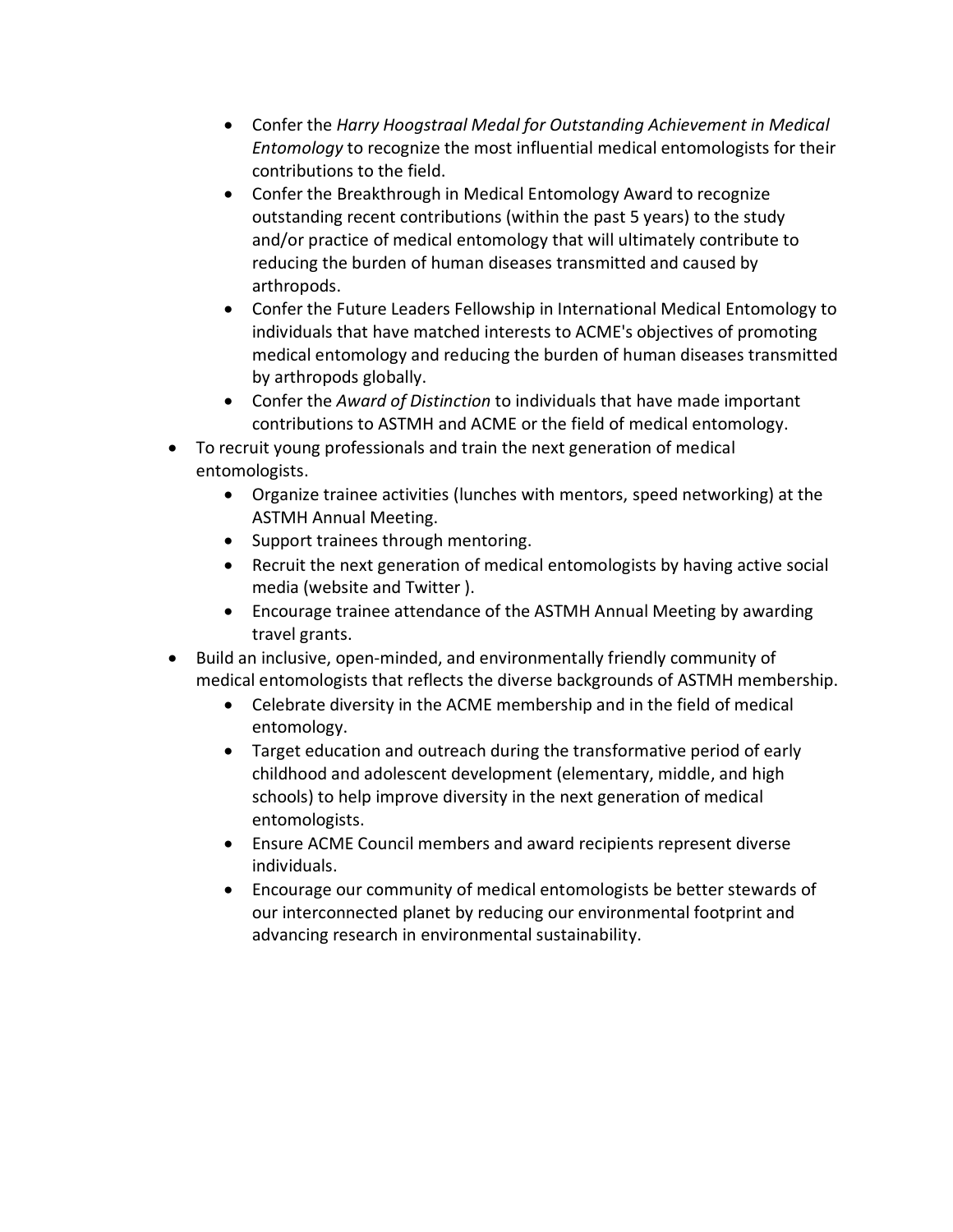- Confer the *Harry Hoogstraal Medal for Outstanding Achievement in Medical Entomology* to recognize the most influential medical entomologists for their contributions to the field.
    - Confer the Breakthrough in Medical Entomology Award to recognize outstanding recent contributions (within the past 5 years) to the study and/or practice of medical entomology that will ultimately contribute to reducing the burden of human diseases transmitted and caused by arthropods.
    - Confer the Future Leaders Fellowship in International Medical Entomology to individuals that have matched interests to ACME's objectives of promoting medical entomology and reducing the burden of human diseases transmitted by arthropods globally.
    - Confer the *Award of Distinction* to individuals that have made important contributions to ASTMH and ACME or the field of medical entomology.
- To recruit young professionals and train the next generation of medical entomologists.
    - Organize trainee activities (lunches with mentors, speed networking) at the ASTMH Annual Meeting.
    - Support trainees through mentoring.
    - Recruit the next generation of medical entomologists by having active social media (website and Twitter ).
    - Encourage trainee attendance of the ASTMH Annual Meeting by awarding travel grants.
- Build an inclusive, open-minded, and environmentally friendly community of medical entomologists that reflects the diverse backgrounds of ASTMH membership.
    - Celebrate diversity in the ACME membership and in the field of medical entomology.
    - Target education and outreach during the transformative period of early childhood and adolescent development (elementary, middle, and high schools) to help improve diversity in the next generation of medical entomologists.
    - Ensure ACME Council members and award recipients represent diverse individuals.
    - Encourage our community of medical entomologists be better stewards of our interconnected planet by reducing our environmental footprint and advancing research in environmental sustainability.